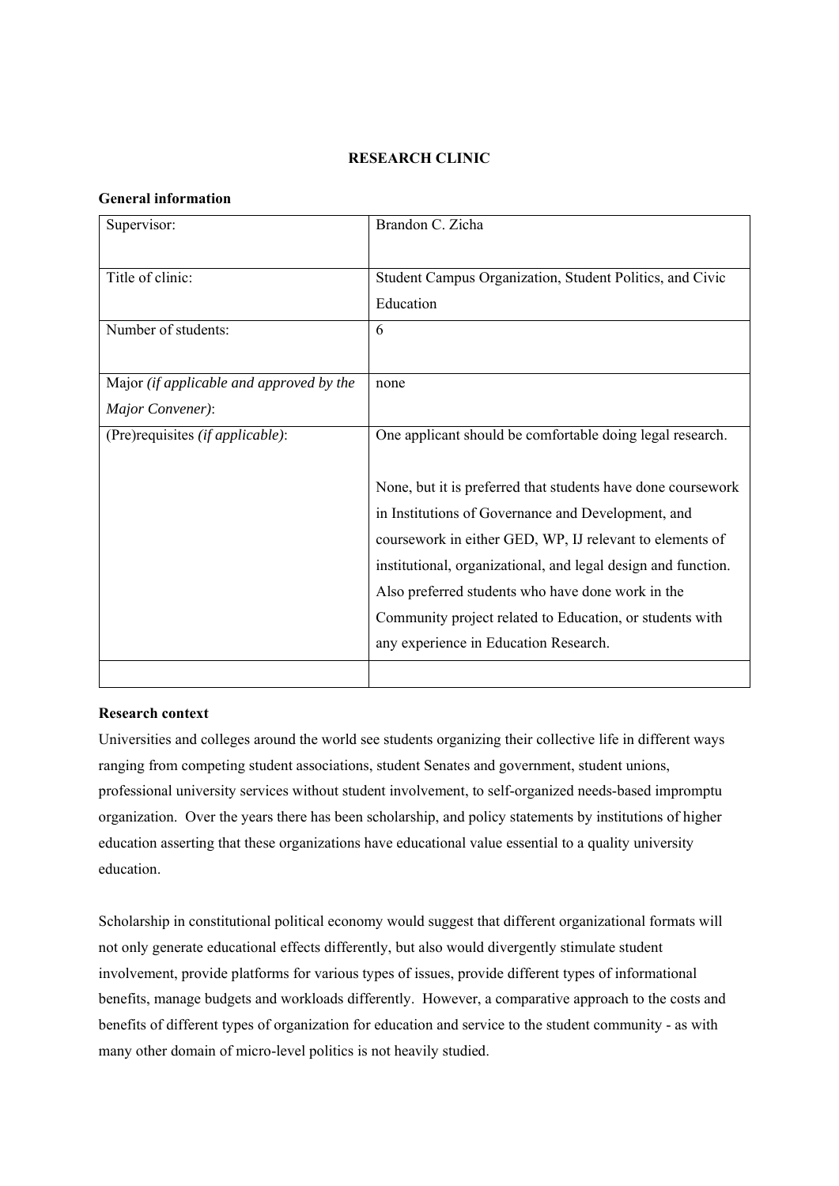# RESEARCH CLINIC

**General information**

| | |
|---|---|
| Supervisor: | Brandon C. Zicha |
| Title of clinic: | Student Campus Organization, Student Politics, and Civic Education |
| Number of students: | 6 |
| Major *(if applicable and approved by the Major Convener)*: | none |
| (Pre)requisites *(if applicable)*: | One applicant should be comfortable doing legal research.<br><br>None, but it is preferred that students have done coursework in Institutions of Governance and Development, and coursework in either GED, WP, IJ relevant to elements of institutional, organizational, and legal design and function. Also preferred students who have done work in the Community project related to Education, or students with any experience in Education Research. |
| | |

**Research context**

Universities and colleges around the world see students organizing their collective life in different ways ranging from competing student associations, student Senates and government, student unions, professional university services without student involvement, to self-organized needs-based impromptu organization. Over the years there has been scholarship, and policy statements by institutions of higher education asserting that these organizations have educational value essential to a quality university education.

Scholarship in constitutional political economy would suggest that different organizational formats will not only generate educational effects differently, but also would divergently stimulate student involvement, provide platforms for various types of issues, provide different types of informational benefits, manage budgets and workloads differently. However, a comparative approach to the costs and benefits of different types of organization for education and service to the student community - as with many other domain of micro-level politics is not heavily studied.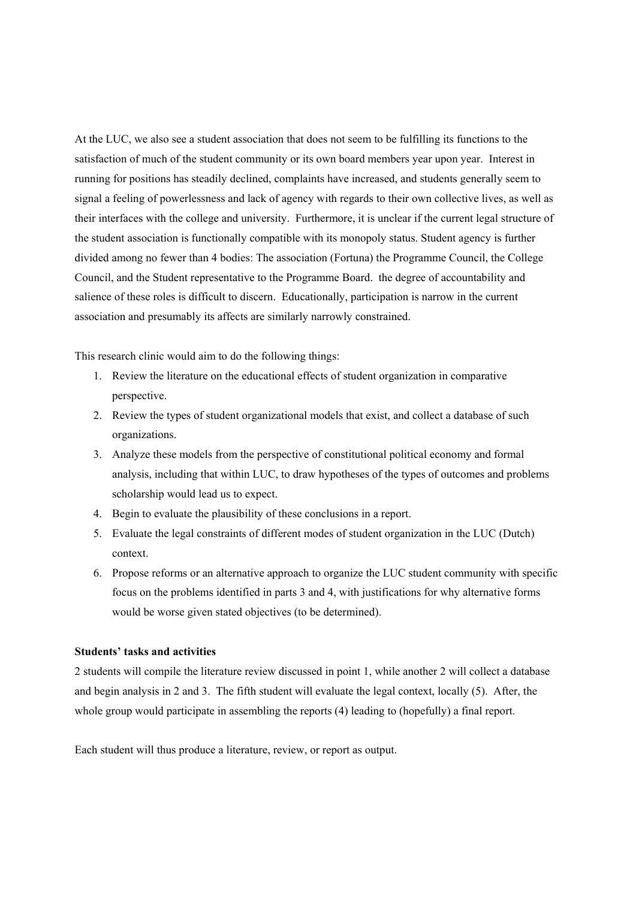At the LUC, we also see a student association that does not seem to be fulfilling its functions to the satisfaction of much of the student community or its own board members year upon year. Interest in running for positions has steadily declined, complaints have increased, and students generally seem to signal a feeling of powerlessness and lack of agency with regards to their own collective lives, as well as their interfaces with the college and university. Furthermore, it is unclear if the current legal structure of the student association is functionally compatible with its monopoly status. Student agency is further divided among no fewer than 4 bodies: The association (Fortuna) the Programme Council, the College Council, and the Student representative to the Programme Board. the degree of accountability and salience of these roles is difficult to discern. Educationally, participation is narrow in the current association and presumably its affects are similarly narrowly constrained.

This research clinic would aim to do the following things:

1. Review the literature on the educational effects of student organization in comparative perspective.
2. Review the types of student organizational models that exist, and collect a database of such organizations.
3. Analyze these models from the perspective of constitutional political economy and formal analysis, including that within LUC, to draw hypotheses of the types of outcomes and problems scholarship would lead us to expect.
4. Begin to evaluate the plausibility of these conclusions in a report.
5. Evaluate the legal constraints of different modes of student organization in the LUC (Dutch) context.
6. Propose reforms or an alternative approach to organize the LUC student community with specific focus on the problems identified in parts 3 and 4, with justifications for why alternative forms would be worse given stated objectives (to be determined).

**Students' tasks and activities**

2 students will compile the literature review discussed in point 1, while another 2 will collect a database and begin analysis in 2 and 3. The fifth student will evaluate the legal context, locally (5). After, the whole group would participate in assembling the reports (4) leading to (hopefully) a final report.

Each student will thus produce a literature, review, or report as output.